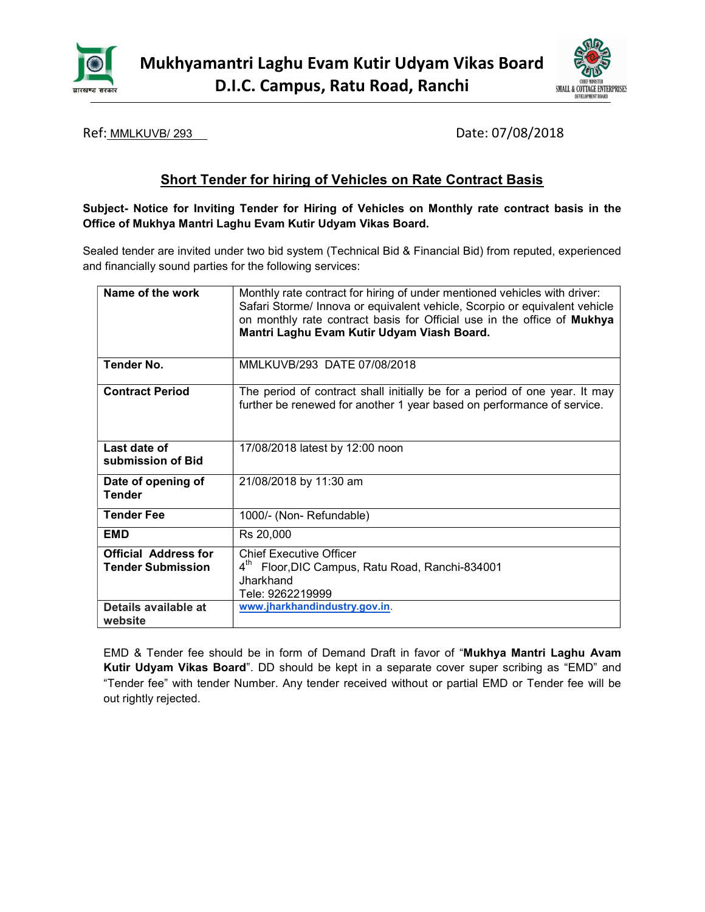# Mukhyamantri Laghu Evam Kutir Udyam Vikas Board
## D.I.C. Campus, Ratu Road, Ranchi

Ref: MMLKUVB/ 293 Date: 07/08/2018

## Short Tender for hiring of Vehicles on Rate Contract Basis

**Subject- Notice for Inviting Tender for Hiring of Vehicles on Monthly rate contract basis in the Office of Mukhya Mantri Laghu Evam Kutir Udyam Vikas Board.**

Sealed tender are invited under two bid system (Technical Bid & Financial Bid) from reputed, experienced and financially sound parties for the following services:

| | |
|---|---|
| **Name of the work** | Monthly rate contract for hiring of under mentioned vehicles with driver: Safari Storme/ Innova or equivalent vehicle, Scorpio or equivalent vehicle on monthly rate contract basis for Official use in the office of **Mukhya Mantri Laghu Evam Kutir Udyam Viash Board.** |
| **Tender No.** | MMLKUVB/293 DATE 07/08/2018 |
| **Contract Period** | The period of contract shall initially be for a period of one year. It may further be renewed for another 1 year based on performance of service. |
| **Last date of submission of Bid** | 17/08/2018 latest by 12:00 noon |
| **Date of opening of Tender** | 21/08/2018 by 11:30 am |
| **Tender Fee** | 1000/- (Non- Refundable) |
| **EMD** | Rs 20,000 |
| **Official Address for Tender Submission** | Chief Executive Officer<br>4th Floor,DIC Campus, Ratu Road, Ranchi-834001<br>Jharkhand<br>Tele: 9262219999 |
| **Details available at website** | www.jharkhandindustry.gov.in. |

EMD & Tender fee should be in form of Demand Draft in favor of "**Mukhya Mantri Laghu Avam Kutir Udyam Vikas Board**". DD should be kept in a separate cover super scribing as "EMD" and "Tender fee" with tender Number. Any tender received without or partial EMD or Tender fee will be out rightly rejected.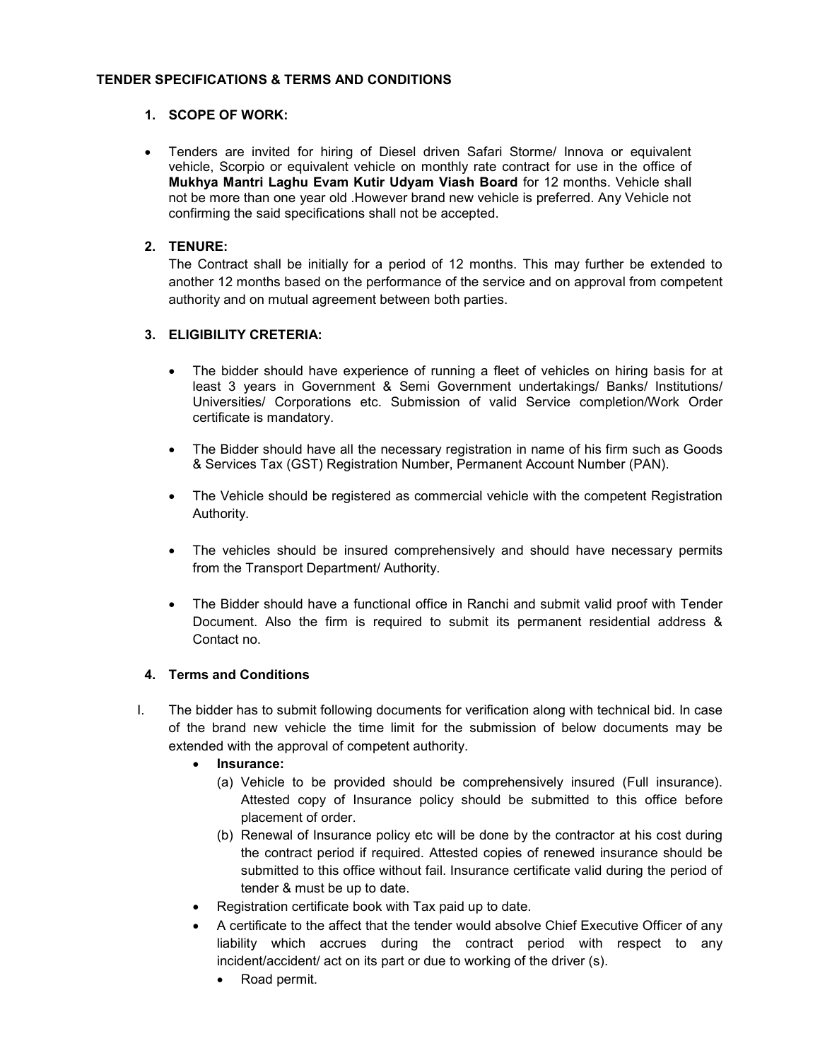**TENDER SPECIFICATIONS & TERMS AND CONDITIONS**

1. **SCOPE OF WORK:**

- Tenders are invited for hiring of Diesel driven Safari Storme/ Innova or equivalent vehicle, Scorpio or equivalent vehicle on monthly rate contract for use in the office of **Mukhya Mantri Laghu Evam Kutir Udyam Viash Board** for 12 months. Vehicle shall not be more than one year old .However brand new vehicle is preferred. Any Vehicle not confirming the said specifications shall not be accepted.

2. **TENURE:**

The Contract shall be initially for a period of 12 months. This may further be extended to another 12 months based on the performance of the service and on approval from competent authority and on mutual agreement between both parties.

3. **ELIGIBILITY CRETERIA:**

- The bidder should have experience of running a fleet of vehicles on hiring basis for at least 3 years in Government & Semi Government undertakings/ Banks/ Institutions/ Universities/ Corporations etc. Submission of valid Service completion/Work Order certificate is mandatory.
- The Bidder should have all the necessary registration in name of his firm such as Goods & Services Tax (GST) Registration Number, Permanent Account Number (PAN).
- The Vehicle should be registered as commercial vehicle with the competent Registration Authority.
- The vehicles should be insured comprehensively and should have necessary permits from the Transport Department/ Authority.
- The Bidder should have a functional office in Ranchi and submit valid proof with Tender Document. Also the firm is required to submit its permanent residential address & Contact no.

4. **Terms and Conditions**

I. The bidder has to submit following documents for verification along with technical bid. In case of the brand new vehicle the time limit for the submission of below documents may be extended with the approval of competent authority.

- **Insurance:**
  - (a) Vehicle to be provided should be comprehensively insured (Full insurance). Attested copy of Insurance policy should be submitted to this office before placement of order.
  - (b) Renewal of Insurance policy etc will be done by the contractor at his cost during the contract period if required. Attested copies of renewed insurance should be submitted to this office without fail. Insurance certificate valid during the period of tender & must be up to date.
- Registration certificate book with Tax paid up to date.
- A certificate to the affect that the tender would absolve Chief Executive Officer of any liability which accrues during the contract period with respect to any incident/accident/ act on its part or due to working of the driver (s).
  - Road permit.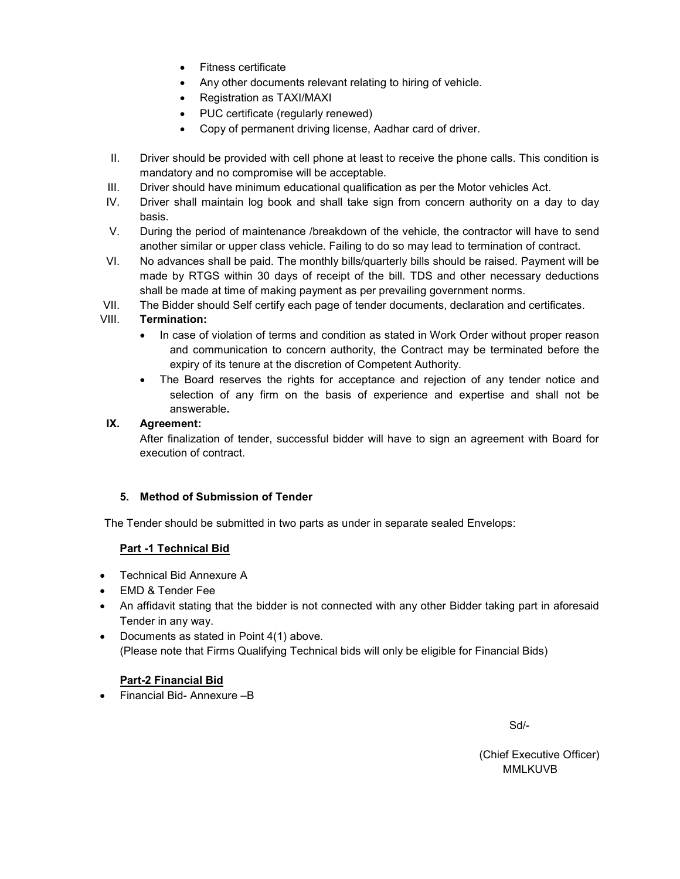- Fitness certificate
- Any other documents relevant relating to hiring of vehicle.
- Registration as TAXI/MAXI
- PUC certificate (regularly renewed)
- Copy of permanent driving license, Aadhar card of driver.

II. Driver should be provided with cell phone at least to receive the phone calls. This condition is mandatory and no compromise will be acceptable.

III. Driver should have minimum educational qualification as per the Motor vehicles Act.

IV. Driver shall maintain log book and shall take sign from concern authority on a day to day basis.

V. During the period of maintenance /breakdown of the vehicle, the contractor will have to send another similar or upper class vehicle. Failing to do so may lead to termination of contract.

VI. No advances shall be paid. The monthly bills/quarterly bills should be raised. Payment will be made by RTGS within 30 days of receipt of the bill. TDS and other necessary deductions shall be made at time of making payment as per prevailing government norms.

VII. The Bidder should Self certify each page of tender documents, declaration and certificates.

VIII. **Termination:**

- In case of violation of terms and condition as stated in Work Order without proper reason and communication to concern authority, the Contract may be terminated before the expiry of its tenure at the discretion of Competent Authority.
- The Board reserves the rights for acceptance and rejection of any tender notice and selection of any firm on the basis of experience and expertise and shall not be answerable**.**

**IX. Agreement:**

After finalization of tender, successful bidder will have to sign an agreement with Board for execution of contract.

**5. Method of Submission of Tender**

The Tender should be submitted in two parts as under in separate sealed Envelops:

**Part -1 Technical Bid**

- Technical Bid Annexure A
- EMD & Tender Fee
- An affidavit stating that the bidder is not connected with any other Bidder taking part in aforesaid Tender in any way.
- Documents as stated in Point 4(1) above.
  (Please note that Firms Qualifying Technical bids will only be eligible for Financial Bids)

**Part-2 Financial Bid**

- Financial Bid- Annexure –B

Sd/-

(Chief Executive Officer)
MMLKUVB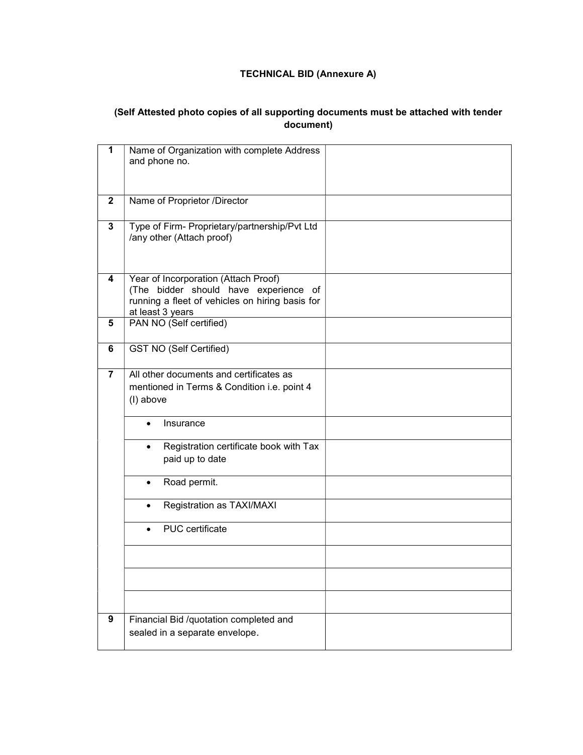**TECHNICAL BID (Annexure A)**

**(Self Attested photo copies of all supporting documents must be attached with tender document)**

| | | |
|---|---|---|
| **1** | Name of Organization with complete Address and phone no. | |
| **2** | Name of Proprietor /Director | |
| **3** | Type of Firm- Proprietary/partnership/Pvt Ltd /any other (Attach proof) | |
| **4** | Year of Incorporation (Attach Proof) (The bidder should have experience of running a fleet of vehicles on hiring basis for at least 3 years | |
| **5** | PAN NO (Self certified) | |
| **6** | GST NO (Self Certified) | |
| **7** | All other documents and certificates as mentioned in Terms & Condition i.e. point 4 (I) above | |
| | • Insurance | |
| | • Registration certificate book with Tax paid up to date | |
| | • Road permit. | |
| | • Registration as TAXI/MAXI | |
| | • PUC certificate | |
| | | |
| | | |
| | | |
| **9** | Financial Bid /quotation completed and sealed in a separate envelope. | |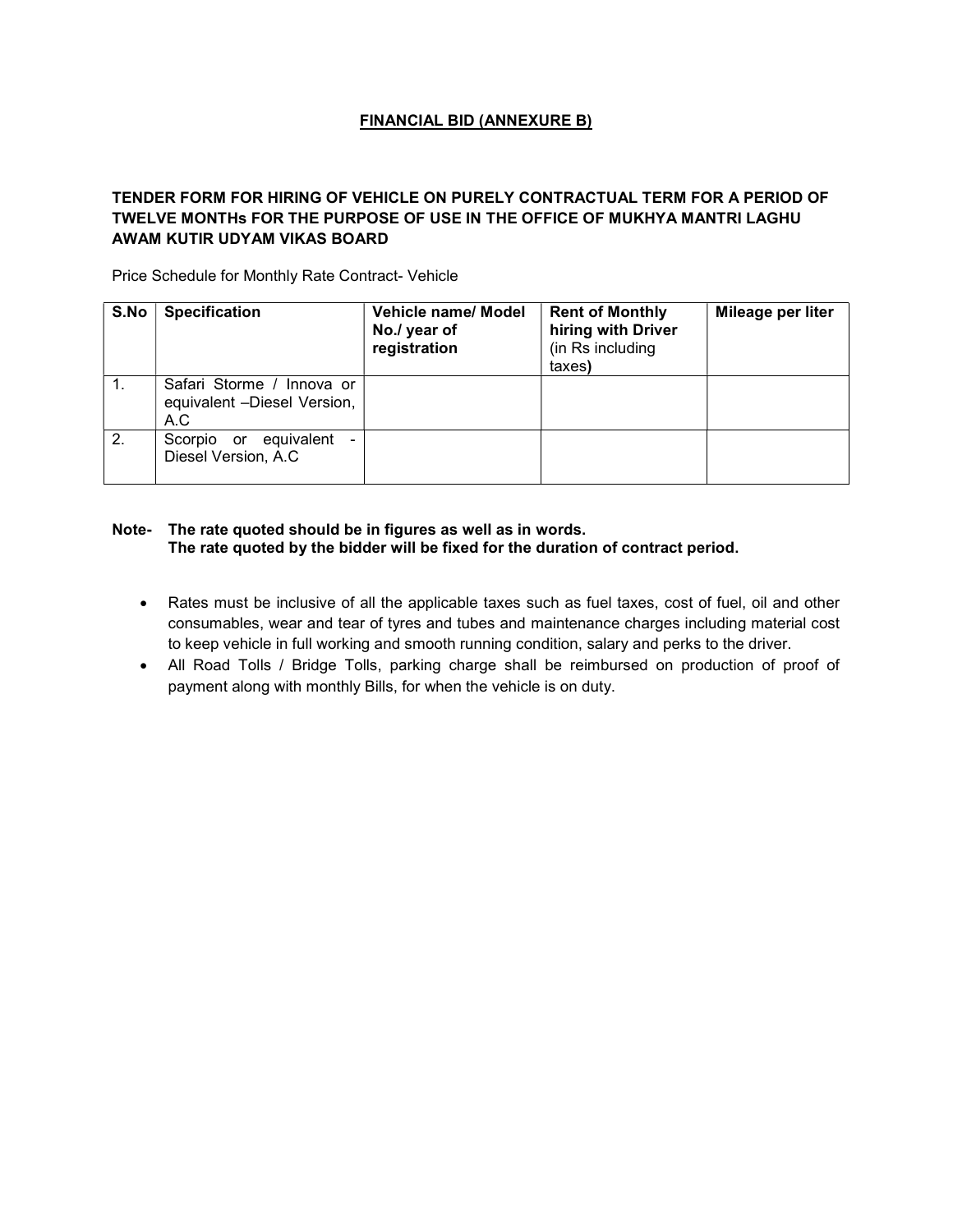## FINANCIAL BID (ANNEXURE B)

**TENDER FORM FOR HIRING OF VEHICLE ON PURELY CONTRACTUAL TERM FOR A PERIOD OF TWELVE MONTHs FOR THE PURPOSE OF USE IN THE OFFICE OF MUKHYA MANTRI LAGHU AWAM KUTIR UDYAM VIKAS BOARD**

Price Schedule for Monthly Rate Contract- Vehicle

| S.No | Specification | Vehicle name/ Model No./ year of registration | Rent of Monthly hiring with Driver (in Rs including taxes) | Mileage per liter |
|---|---|---|---|---|
| 1. | Safari Storme / Innova or equivalent –Diesel Version, A.C | | | |
| 2. | Scorpio or equivalent - Diesel Version, A.C | | | |

**Note- The rate quoted should be in figures as well as in words.**
**The rate quoted by the bidder will be fixed for the duration of contract period.**

- Rates must be inclusive of all the applicable taxes such as fuel taxes, cost of fuel, oil and other consumables, wear and tear of tyres and tubes and maintenance charges including material cost to keep vehicle in full working and smooth running condition, salary and perks to the driver.
- All Road Tolls / Bridge Tolls, parking charge shall be reimbursed on production of proof of payment along with monthly Bills, for when the vehicle is on duty.